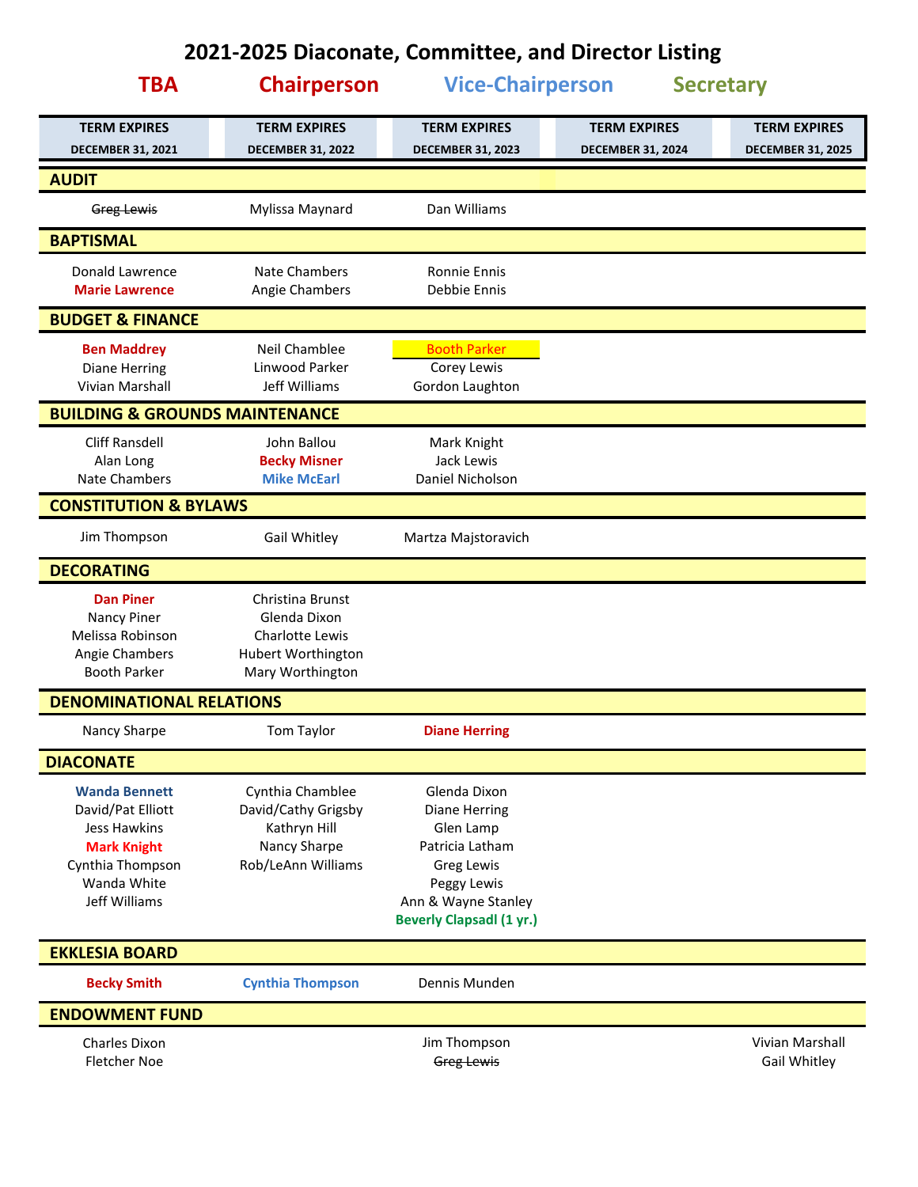# 2021-2025 Diaconate, Committee, and Director Listing

**TBA** **Chairperson** **Vice-Chairperson** **Secretary**

| TERM EXPIRES DECEMBER 31, 2021 | TERM EXPIRES DECEMBER 31, 2022 | TERM EXPIRES DECEMBER 31, 2023 | TERM EXPIRES DECEMBER 31, 2024 | TERM EXPIRES DECEMBER 31, 2025 |
|---|---|---|---|---|
| **AUDIT** | | | | |
| ~~Greg Lewis~~ | Mylissa Maynard | Dan Williams | | |
| **BAPTISMAL** | | | | |
| Donald Lawrence | Nate Chambers | Ronnie Ennis | | |
| **Marie Lawrence** | Angie Chambers | Debbie Ennis | | |
| **BUDGET & FINANCE** | | | | |
| **Ben Maddrey** | Neil Chamblee | Booth Parker | | |
| Diane Herring | Linwood Parker | Corey Lewis | | |
| Vivian Marshall | Jeff Williams | Gordon Laughton | | |
| **BUILDING & GROUNDS MAINTENANCE** | | | | |
| Cliff Ransdell | John Ballou | Mark Knight | | |
| Alan Long | **Becky Misner** | Jack Lewis | | |
| Nate Chambers | **Mike McEarl** | Daniel Nicholson | | |
| **CONSTITUTION & BYLAWS** | | | | |
| Jim Thompson | Gail Whitley | Martza Majstoravich | | |
| **DECORATING** | | | | |
| **Dan Piner** | Christina Brunst | | | |
| Nancy Piner | Glenda Dixon | | | |
| Melissa Robinson | Charlotte Lewis | | | |
| Angie Chambers | Hubert Worthington | | | |
| Booth Parker | Mary Worthington | | | |
| **DENOMINATIONAL RELATIONS** | | | | |
| Nancy Sharpe | Tom Taylor | **Diane Herring** | | |
| **DIACONATE** | | | | |
| **Wanda Bennett** | Cynthia Chamblee | Glenda Dixon | | |
| David/Pat Elliott | David/Cathy Grigsby | Diane Herring | | |
| Jess Hawkins | Kathryn Hill | Glen Lamp | | |
| **Mark Knight** | Nancy Sharpe | Patricia Latham | | |
| Cynthia Thompson | Rob/LeAnn Williams | Greg Lewis | | |
| Wanda White | | Peggy Lewis | | |
| Jeff Williams | | Ann & Wayne Stanley | | |
| | | **Beverly Clapsadl (1 yr.)** | | |
| **EKKLESIA BOARD** | | | | |
| **Becky Smith** | **Cynthia Thompson** | Dennis Munden | | |
| **ENDOWMENT FUND** | | | | |
| Charles Dixon | | Jim Thompson | | Vivian Marshall |
| Fletcher Noe | | ~~Greg Lewis~~ | | Gail Whitley |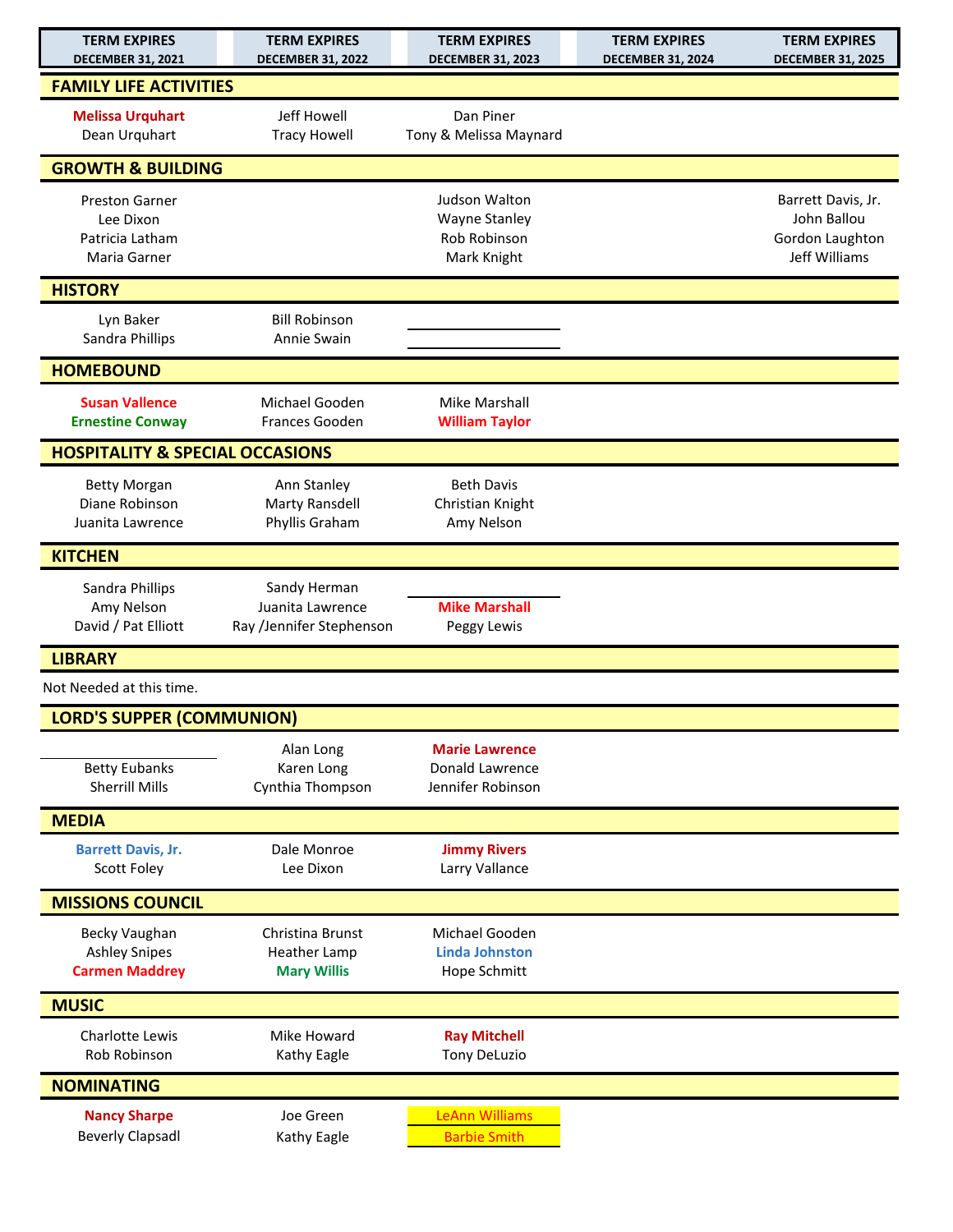| TERM EXPIRES DECEMBER 31, 2021 | TERM EXPIRES DECEMBER 31, 2022 | TERM EXPIRES DECEMBER 31, 2023 | TERM EXPIRES DECEMBER 31, 2024 | TERM EXPIRES DECEMBER 31, 2025 |
|---|---|---|---|---|
| **FAMILY LIFE ACTIVITIES** | | | | |
| **Melissa Urquhart** | Jeff Howell | Dan Piner | | |
| Dean Urquhart | Tracy Howell | Tony & Melissa Maynard | | |
| **GROWTH & BUILDING** | | | | |
| Preston Garner | | Judson Walton | | Barrett Davis, Jr. |
| Lee Dixon | | Wayne Stanley | | John Ballou |
| Patricia Latham | | Rob Robinson | | Gordon Laughton |
| Maria Garner | | Mark Knight | | Jeff Williams |
| **HISTORY** | | | | |
| Lyn Baker | Bill Robinson | | | |
| Sandra Phillips | Annie Swain | | | |
| **HOMEBOUND** | | | | |
| **Susan Vallence** | Michael Gooden | Mike Marshall | | |
| **Ernestine Conway** | Frances Gooden | **William Taylor** | | |
| **HOSPITALITY & SPECIAL OCCASIONS** | | | | |
| Betty Morgan | Ann Stanley | Beth Davis | | |
| Diane Robinson | Marty Ransdell | Christian Knight | | |
| Juanita Lawrence | Phyllis Graham | Amy Nelson | | |
| **KITCHEN** | | | | |
| Sandra Phillips | Sandy Herman | | | |
| Amy Nelson | Juanita Lawrence | **Mike Marshall** | | |
| David / Pat Elliott | Ray /Jennifer Stephenson | Peggy Lewis | | |
| **LIBRARY** | | | | |
| Not Needed at this time. | | | | |
| **LORD'S SUPPER (COMMUNION)** | | | | |
| | Alan Long | **Marie Lawrence** | | |
| Betty Eubanks | Karen Long | Donald Lawrence | | |
| Sherrill Mills | Cynthia Thompson | Jennifer Robinson | | |
| **MEDIA** | | | | |
| **Barrett Davis, Jr.** | Dale Monroe | **Jimmy Rivers** | | |
| Scott Foley | Lee Dixon | Larry Vallance | | |
| **MISSIONS COUNCIL** | | | | |
| Becky Vaughan | Christina Brunst | Michael Gooden | | |
| Ashley Snipes | Heather Lamp | **Linda Johnston** | | |
| **Carmen Maddrey** | **Mary Willis** | Hope Schmitt | | |
| **MUSIC** | | | | |
| Charlotte Lewis | Mike Howard | **Ray Mitchell** | | |
| Rob Robinson | Kathy Eagle | Tony DeLuzio | | |
| **NOMINATING** | | | | |
| **Nancy Sharpe** | Joe Green | LeAnn Williams | | |
| Beverly Clapsadl | Kathy Eagle | Barbie Smith | | |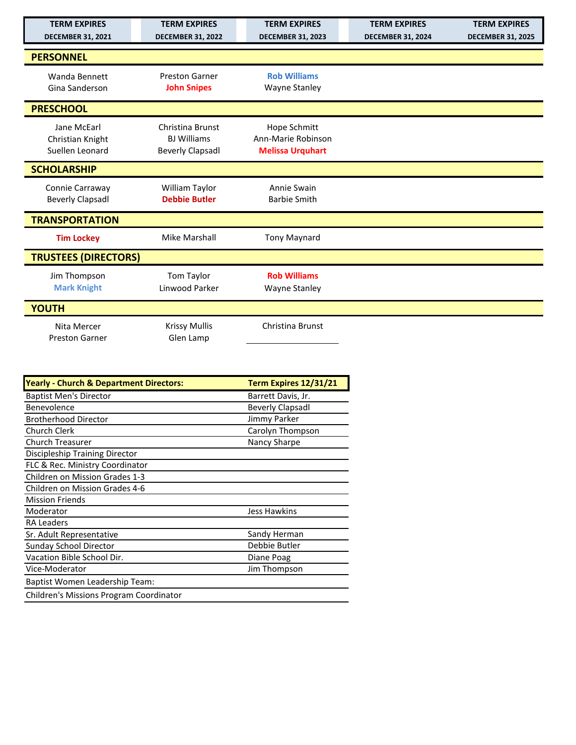| TERM EXPIRES DECEMBER 31, 2021 | TERM EXPIRES DECEMBER 31, 2022 | TERM EXPIRES DECEMBER 31, 2023 | TERM EXPIRES DECEMBER 31, 2024 | TERM EXPIRES DECEMBER 31, 2025 |
|---|---|---|---|---|
| **PERSONNEL** | | | | |
| Wanda Bennett | Preston Garner | **Rob Williams** | | |
| Gina Sanderson | **John Snipes** | Wayne Stanley | | |
| **PRESCHOOL** | | | | |
| Jane McEarl | Christina Brunst | Hope Schmitt | | |
| Christian Knight | BJ Williams | Ann-Marie Robinson | | |
| Suellen Leonard | Beverly Clapsadl | **Melissa Urquhart** | | |
| **SCHOLARSHIP** | | | | |
| Connie Carraway | William Taylor | Annie Swain | | |
| Beverly Clapsadl | **Debbie Butler** | Barbie Smith | | |
| **TRANSPORTATION** | | | | |
| **Tim Lockey** | Mike Marshall | Tony Maynard | | |
| **TRUSTEES (DIRECTORS)** | | | | |
| Jim Thompson | Tom Taylor | **Rob Williams** | | |
| **Mark Knight** | Linwood Parker | Wayne Stanley | | |
| **YOUTH** | | | | |
| Nita Mercer | Krissy Mullis | Christina Brunst | | |
| Preston Garner | Glen Lamp | | | |

| Yearly - Church & Department Directors: | Term Expires 12/31/21 |
|---|---|
| Baptist Men's Director | Barrett Davis, Jr. |
| Benevolence | Beverly Clapsadl |
| Brotherhood Director | Jimmy Parker |
| Church Clerk | Carolyn Thompson |
| Church Treasurer | Nancy Sharpe |
| Discipleship Training Director | |
| FLC & Rec. Ministry Coordinator | |
| Children on Mission Grades 1-3 | |
| Children on Mission Grades 4-6 | |
| Mission Friends | |
| Moderator | Jess Hawkins |
| RA Leaders | |
| Sr. Adult Representative | Sandy Herman |
| Sunday School Director | Debbie Butler |
| Vacation Bible School Dir. | Diane Poag |
| Vice-Moderator | Jim Thompson |
| Baptist Women Leadership Team: | |
| Children's Missions Program Coordinator | |